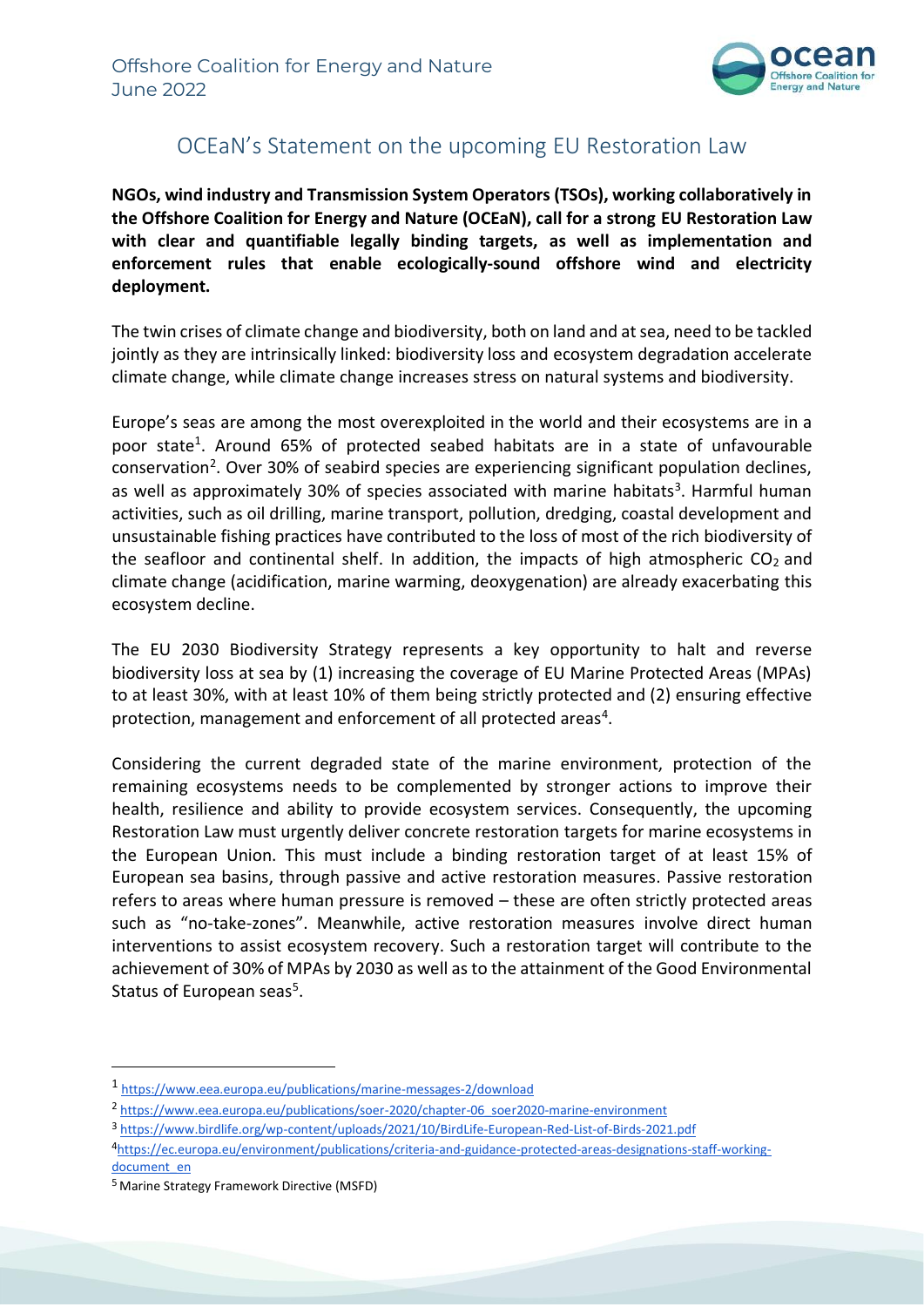Offshore Coalition for Energy and Nature
June 2022

# OCEaN's Statement on the upcoming EU Restoration Law

**NGOs, wind industry and Transmission System Operators (TSOs), working collaboratively in the Offshore Coalition for Energy and Nature (OCEaN), call for a strong EU Restoration Law with clear and quantifiable legally binding targets, as well as implementation and enforcement rules that enable ecologically-sound offshore wind and electricity deployment.**

The twin crises of climate change and biodiversity, both on land and at sea, need to be tackled jointly as they are intrinsically linked: biodiversity loss and ecosystem degradation accelerate climate change, while climate change increases stress on natural systems and biodiversity.

Europe's seas are among the most overexploited in the world and their ecosystems are in a poor state[1]. Around 65% of protected seabed habitats are in a state of unfavourable conservation[2]. Over 30% of seabird species are experiencing significant population declines, as well as approximately 30% of species associated with marine habitats[3]. Harmful human activities, such as oil drilling, marine transport, pollution, dredging, coastal development and unsustainable fishing practices have contributed to the loss of most of the rich biodiversity of the seafloor and continental shelf. In addition, the impacts of high atmospheric $CO_2$ and climate change (acidification, marine warming, deoxygenation) are already exacerbating this ecosystem decline.

The EU 2030 Biodiversity Strategy represents a key opportunity to halt and reverse biodiversity loss at sea by (1) increasing the coverage of EU Marine Protected Areas (MPAs) to at least 30%, with at least 10% of them being strictly protected and (2) ensuring effective protection, management and enforcement of all protected areas[4].

Considering the current degraded state of the marine environment, protection of the remaining ecosystems needs to be complemented by stronger actions to improve their health, resilience and ability to provide ecosystem services. Consequently, the upcoming Restoration Law must urgently deliver concrete restoration targets for marine ecosystems in the European Union. This must include a binding restoration target of at least 15% of European sea basins, through passive and active restoration measures. Passive restoration refers to areas where human pressure is removed – these are often strictly protected areas such as "no-take-zones". Meanwhile, active restoration measures involve direct human interventions to assist ecosystem recovery. Such a restoration target will contribute to the achievement of 30% of MPAs by 2030 as well as to the attainment of the Good Environmental Status of European seas[5].

---

[1] https://www.eea.europa.eu/publications/marine-messages-2/download

[2] https://www.eea.europa.eu/publications/soer-2020/chapter-06_soer2020-marine-environment

[3] https://www.birdlife.org/wp-content/uploads/2021/10/BirdLife-European-Red-List-of-Birds-2021.pdf

[4] https://ec.europa.eu/environment/publications/criteria-and-guidance-protected-areas-designations-staff-working-document_en

[5] Marine Strategy Framework Directive (MSFD)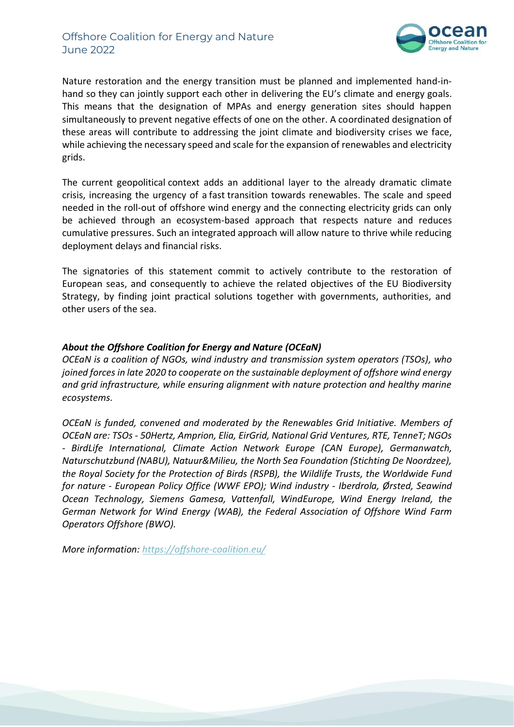Nature restoration and the energy transition must be planned and implemented hand-in-hand so they can jointly support each other in delivering the EU's climate and energy goals. This means that the designation of MPAs and energy generation sites should happen simultaneously to prevent negative effects of one on the other. A coordinated designation of these areas will contribute to addressing the joint climate and biodiversity crises we face, while achieving the necessary speed and scale for the expansion of renewables and electricity grids.

The current geopolitical context adds an additional layer to the already dramatic climate crisis, increasing the urgency of a fast transition towards renewables. The scale and speed needed in the roll-out of offshore wind energy and the connecting electricity grids can only be achieved through an ecosystem-based approach that respects nature and reduces cumulative pressures. Such an integrated approach will allow nature to thrive while reducing deployment delays and financial risks.

The signatories of this statement commit to actively contribute to the restoration of European seas, and consequently to achieve the related objectives of the EU Biodiversity Strategy, by finding joint practical solutions together with governments, authorities, and other users of the sea.

***About the Offshore Coalition for Energy and Nature (OCEaN)***

*OCEaN is a coalition of NGOs, wind industry and transmission system operators (TSOs), who joined forces in late 2020 to cooperate on the sustainable deployment of offshore wind energy and grid infrastructure, while ensuring alignment with nature protection and healthy marine ecosystems.*

*OCEaN is funded, convened and moderated by the Renewables Grid Initiative. Members of OCEaN are: TSOs - 50Hertz, Amprion, Elia, EirGrid, National Grid Ventures, RTE, TenneT; NGOs - BirdLife International, Climate Action Network Europe (CAN Europe), Germanwatch, Naturschutzbund (NABU), Natuur&Milieu, the North Sea Foundation (Stichting De Noordzee), the Royal Society for the Protection of Birds (RSPB), the Wildlife Trusts, the Worldwide Fund for nature - European Policy Office (WWF EPO); Wind industry - Iberdrola, Ørsted, Seawind Ocean Technology, Siemens Gamesa, Vattenfall, WindEurope, Wind Energy Ireland, the German Network for Wind Energy (WAB), the Federal Association of Offshore Wind Farm Operators Offshore (BWO).*

*More information: https://offshore-coalition.eu/*